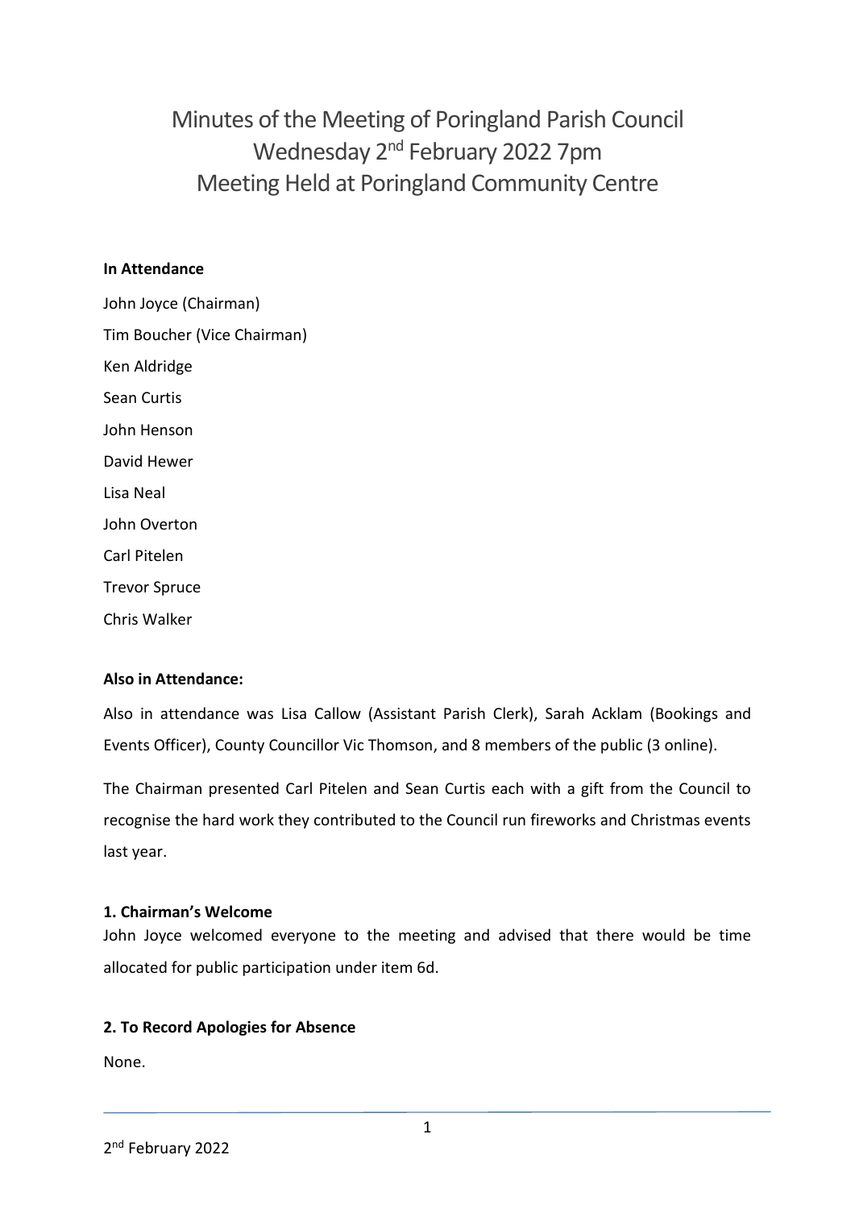# Minutes of the Meeting of Poringland Parish Council
## Wednesday 2nd February 2022 7pm
## Meeting Held at Poringland Community Centre

**In Attendance**

John Joyce (Chairman)

Tim Boucher (Vice Chairman)

Ken Aldridge

Sean Curtis

John Henson

David Hewer

Lisa Neal

John Overton

Carl Pitelen

Trevor Spruce

Chris Walker

**Also in Attendance:**

Also in attendance was Lisa Callow (Assistant Parish Clerk), Sarah Acklam (Bookings and Events Officer), County Councillor Vic Thomson, and 8 members of the public (3 online).

The Chairman presented Carl Pitelen and Sean Curtis each with a gift from the Council to recognise the hard work they contributed to the Council run fireworks and Christmas events last year.

**1. Chairman's Welcome**

John Joyce welcomed everyone to the meeting and advised that there would be time allocated for public participation under item 6d.

**2. To Record Apologies for Absence**

None.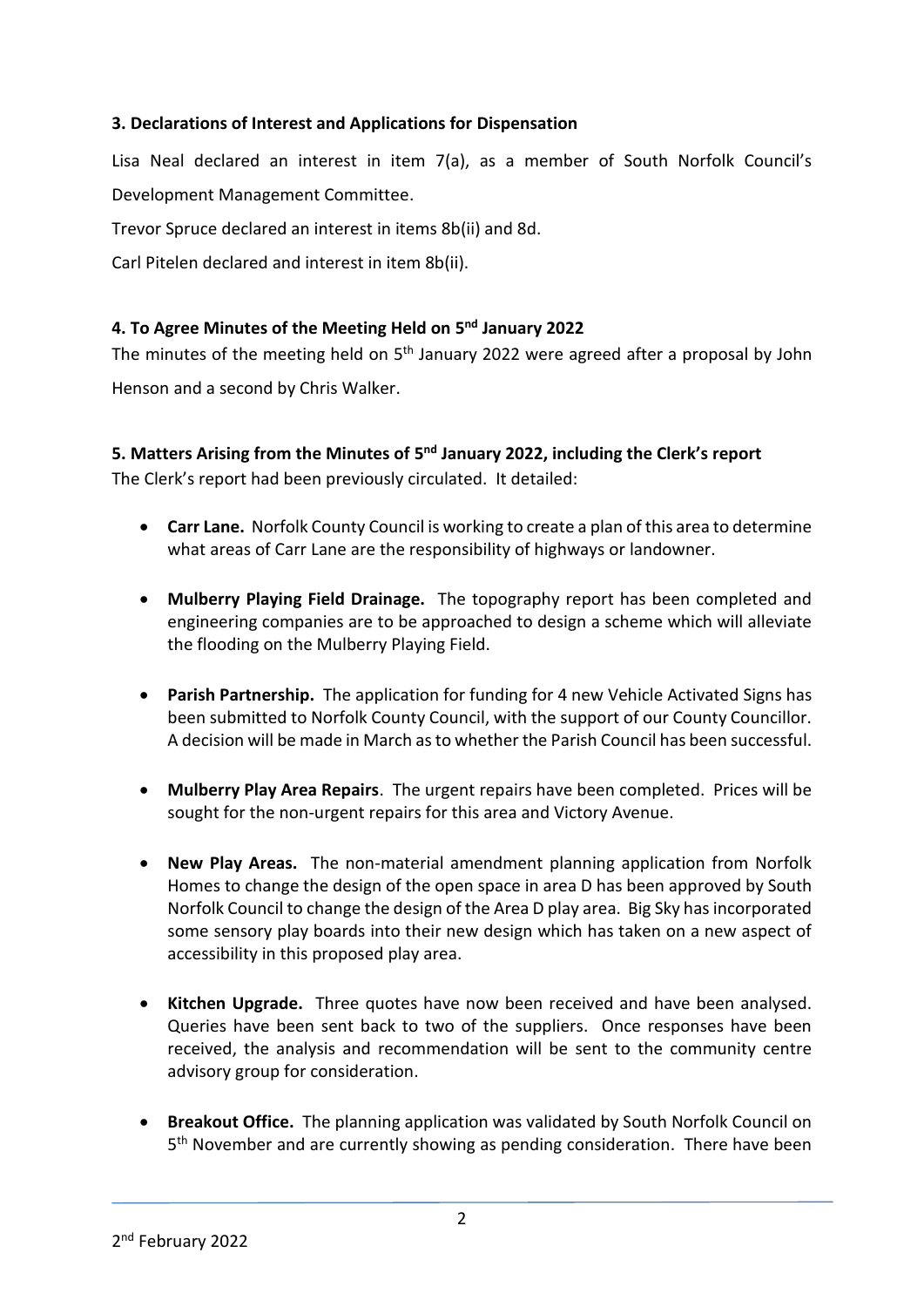### 3. Declarations of Interest and Applications for Dispensation

Lisa Neal declared an interest in item 7(a), as a member of South Norfolk Council's Development Management Committee.

Trevor Spruce declared an interest in items 8b(ii) and 8d.

Carl Pitelen declared and interest in item 8b(ii).

### 4. To Agree Minutes of the Meeting Held on 5nd January 2022

The minutes of the meeting held on 5th January 2022 were agreed after a proposal by John Henson and a second by Chris Walker.

### 5. Matters Arising from the Minutes of 5nd January 2022, including the Clerk's report

The Clerk's report had been previously circulated. It detailed:

- **Carr Lane.** Norfolk County Council is working to create a plan of this area to determine what areas of Carr Lane are the responsibility of highways or landowner.
- **Mulberry Playing Field Drainage.** The topography report has been completed and engineering companies are to be approached to design a scheme which will alleviate the flooding on the Mulberry Playing Field.
- **Parish Partnership.** The application for funding for 4 new Vehicle Activated Signs has been submitted to Norfolk County Council, with the support of our County Councillor. A decision will be made in March as to whether the Parish Council has been successful.
- **Mulberry Play Area Repairs**. The urgent repairs have been completed. Prices will be sought for the non-urgent repairs for this area and Victory Avenue.
- **New Play Areas.** The non-material amendment planning application from Norfolk Homes to change the design of the open space in area D has been approved by South Norfolk Council to change the design of the Area D play area. Big Sky has incorporated some sensory play boards into their new design which has taken on a new aspect of accessibility in this proposed play area.
- **Kitchen Upgrade.** Three quotes have now been received and have been analysed. Queries have been sent back to two of the suppliers. Once responses have been received, the analysis and recommendation will be sent to the community centre advisory group for consideration.
- **Breakout Office.** The planning application was validated by South Norfolk Council on 5th November and are currently showing as pending consideration. There have been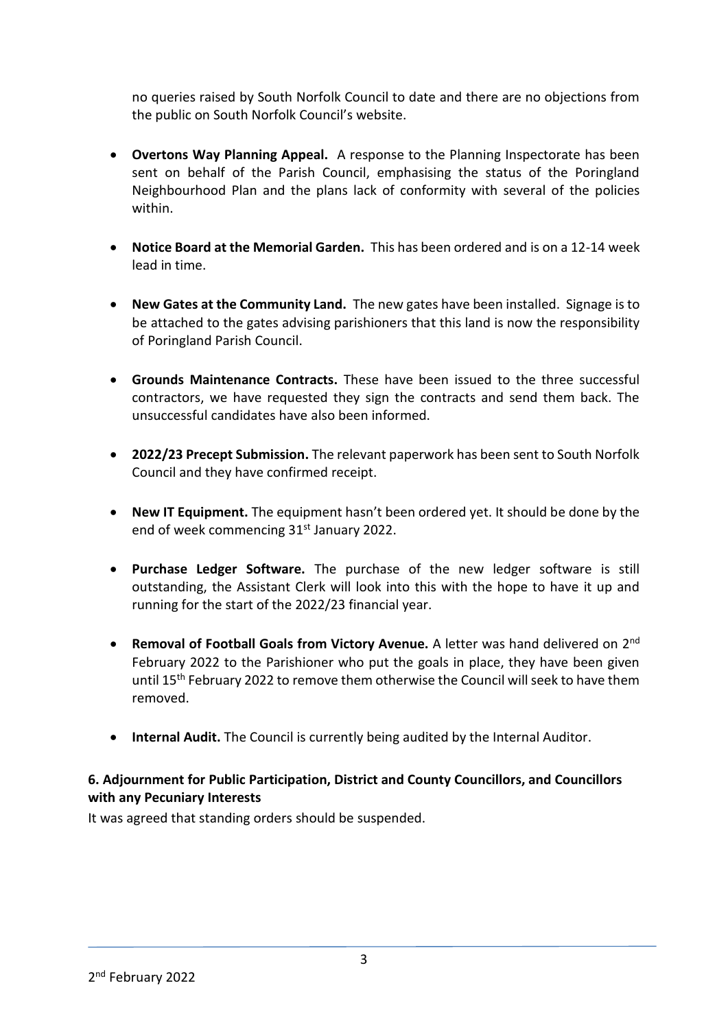no queries raised by South Norfolk Council to date and there are no objections from the public on South Norfolk Council's website.

- **Overtons Way Planning Appeal.** A response to the Planning Inspectorate has been sent on behalf of the Parish Council, emphasising the status of the Poringland Neighbourhood Plan and the plans lack of conformity with several of the policies within.

- **Notice Board at the Memorial Garden.** This has been ordered and is on a 12-14 week lead in time.

- **New Gates at the Community Land.** The new gates have been installed. Signage is to be attached to the gates advising parishioners that this land is now the responsibility of Poringland Parish Council.

- **Grounds Maintenance Contracts.** These have been issued to the three successful contractors, we have requested they sign the contracts and send them back. The unsuccessful candidates have also been informed.

- **2022/23 Precept Submission.** The relevant paperwork has been sent to South Norfolk Council and they have confirmed receipt.

- **New IT Equipment.** The equipment hasn't been ordered yet. It should be done by the end of week commencing 31st January 2022.

- **Purchase Ledger Software.** The purchase of the new ledger software is still outstanding, the Assistant Clerk will look into this with the hope to have it up and running for the start of the 2022/23 financial year.

- **Removal of Football Goals from Victory Avenue.** A letter was hand delivered on 2nd February 2022 to the Parishioner who put the goals in place, they have been given until 15th February 2022 to remove them otherwise the Council will seek to have them removed.

- **Internal Audit.** The Council is currently being audited by the Internal Auditor.

### 6. Adjournment for Public Participation, District and County Councillors, and Councillors with any Pecuniary Interests

It was agreed that standing orders should be suspended.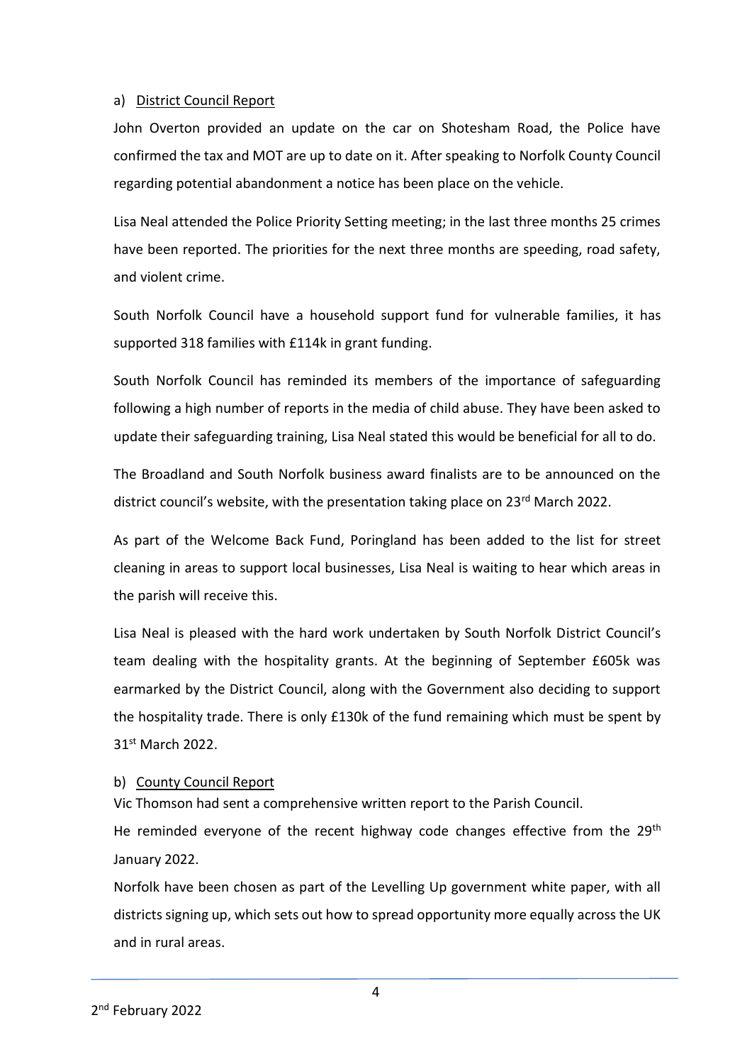a) <u>District Council Report</u>

John Overton provided an update on the car on Shotesham Road, the Police have confirmed the tax and MOT are up to date on it. After speaking to Norfolk County Council regarding potential abandonment a notice has been place on the vehicle.

Lisa Neal attended the Police Priority Setting meeting; in the last three months 25 crimes have been reported. The priorities for the next three months are speeding, road safety, and violent crime.

South Norfolk Council have a household support fund for vulnerable families, it has supported 318 families with £114k in grant funding.

South Norfolk Council has reminded its members of the importance of safeguarding following a high number of reports in the media of child abuse. They have been asked to update their safeguarding training, Lisa Neal stated this would be beneficial for all to do.

The Broadland and South Norfolk business award finalists are to be announced on the district council's website, with the presentation taking place on 23rd March 2022.

As part of the Welcome Back Fund, Poringland has been added to the list for street cleaning in areas to support local businesses, Lisa Neal is waiting to hear which areas in the parish will receive this.

Lisa Neal is pleased with the hard work undertaken by South Norfolk District Council's team dealing with the hospitality grants. At the beginning of September £605k was earmarked by the District Council, along with the Government also deciding to support the hospitality trade. There is only £130k of the fund remaining which must be spent by 31st March 2022.

b) <u>County Council Report</u>

Vic Thomson had sent a comprehensive written report to the Parish Council.

He reminded everyone of the recent highway code changes effective from the 29th January 2022.

Norfolk have been chosen as part of the Levelling Up government white paper, with all districts signing up, which sets out how to spread opportunity more equally across the UK and in rural areas.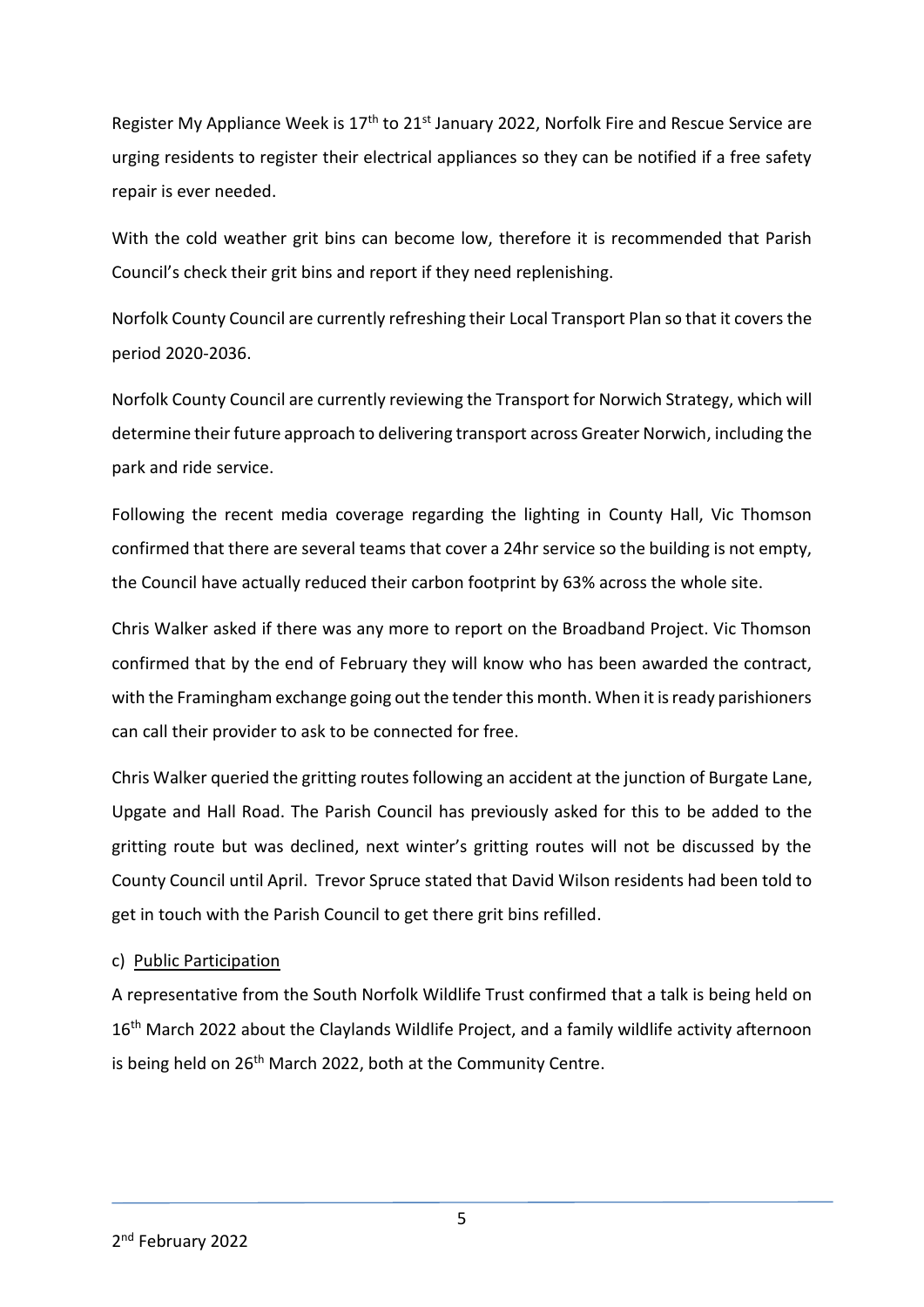Register My Appliance Week is 17th to 21st January 2022, Norfolk Fire and Rescue Service are urging residents to register their electrical appliances so they can be notified if a free safety repair is ever needed.

With the cold weather grit bins can become low, therefore it is recommended that Parish Council's check their grit bins and report if they need replenishing.

Norfolk County Council are currently refreshing their Local Transport Plan so that it covers the period 2020-2036.

Norfolk County Council are currently reviewing the Transport for Norwich Strategy, which will determine their future approach to delivering transport across Greater Norwich, including the park and ride service.

Following the recent media coverage regarding the lighting in County Hall, Vic Thomson confirmed that there are several teams that cover a 24hr service so the building is not empty, the Council have actually reduced their carbon footprint by 63% across the whole site.

Chris Walker asked if there was any more to report on the Broadband Project. Vic Thomson confirmed that by the end of February they will know who has been awarded the contract, with the Framingham exchange going out the tender this month. When it is ready parishioners can call their provider to ask to be connected for free.

Chris Walker queried the gritting routes following an accident at the junction of Burgate Lane, Upgate and Hall Road. The Parish Council has previously asked for this to be added to the gritting route but was declined, next winter's gritting routes will not be discussed by the County Council until April. Trevor Spruce stated that David Wilson residents had been told to get in touch with the Parish Council to get there grit bins refilled.

c) Public Participation

A representative from the South Norfolk Wildlife Trust confirmed that a talk is being held on 16th March 2022 about the Claylands Wildlife Project, and a family wildlife activity afternoon is being held on 26th March 2022, both at the Community Centre.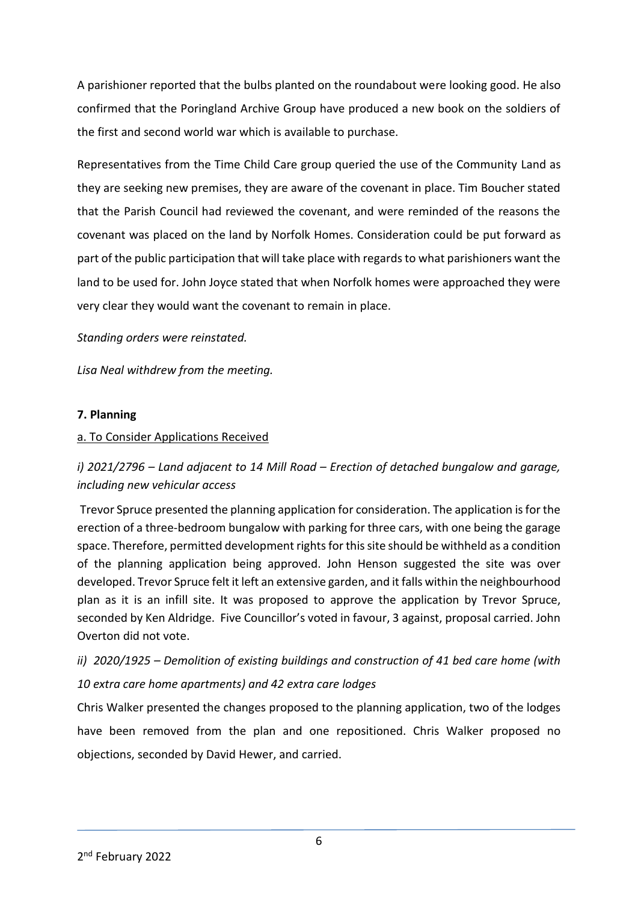A parishioner reported that the bulbs planted on the roundabout were looking good. He also confirmed that the Poringland Archive Group have produced a new book on the soldiers of the first and second world war which is available to purchase.

Representatives from the Time Child Care group queried the use of the Community Land as they are seeking new premises, they are aware of the covenant in place. Tim Boucher stated that the Parish Council had reviewed the covenant, and were reminded of the reasons the covenant was placed on the land by Norfolk Homes. Consideration could be put forward as part of the public participation that will take place with regards to what parishioners want the land to be used for. John Joyce stated that when Norfolk homes were approached they were very clear they would want the covenant to remain in place.

*Standing orders were reinstated.*

*Lisa Neal withdrew from the meeting.*

**7. Planning**

a. To Consider Applications Received

*i) 2021/2796 – Land adjacent to 14 Mill Road – Erection of detached bungalow and garage, including new vehicular access*

Trevor Spruce presented the planning application for consideration. The application is for the erection of a three-bedroom bungalow with parking for three cars, with one being the garage space. Therefore, permitted development rights for this site should be withheld as a condition of the planning application being approved. John Henson suggested the site was over developed. Trevor Spruce felt it left an extensive garden, and it falls within the neighbourhood plan as it is an infill site. It was proposed to approve the application by Trevor Spruce, seconded by Ken Aldridge. Five Councillor's voted in favour, 3 against, proposal carried. John Overton did not vote.

*ii) 2020/1925 – Demolition of existing buildings and construction of 41 bed care home (with 10 extra care home apartments) and 42 extra care lodges*

Chris Walker presented the changes proposed to the planning application, two of the lodges have been removed from the plan and one repositioned. Chris Walker proposed no objections, seconded by David Hewer, and carried.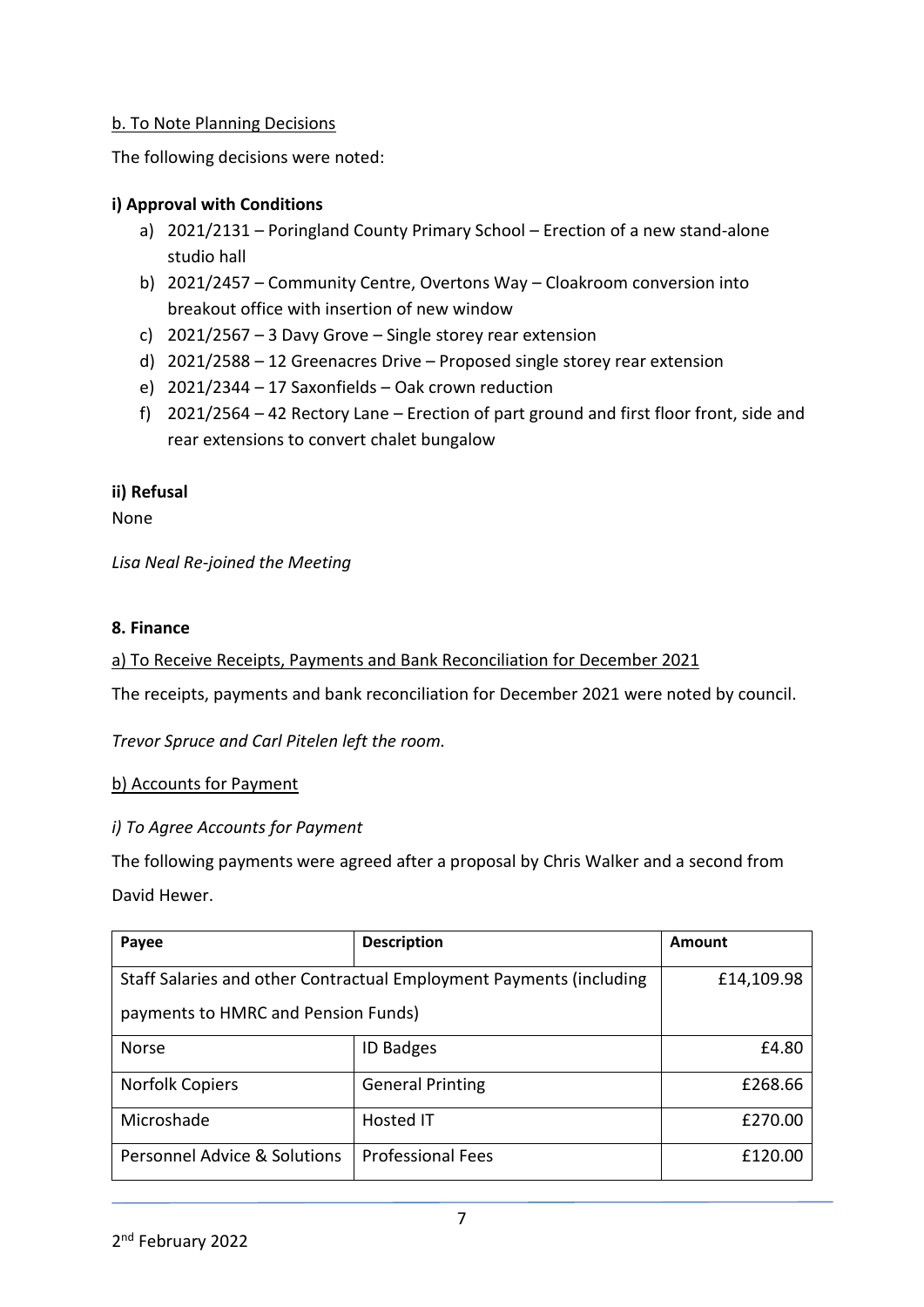b. To Note Planning Decisions

The following decisions were noted:

**i) Approval with Conditions**

a) 2021/2131 – Poringland County Primary School – Erection of a new stand-alone studio hall
b) 2021/2457 – Community Centre, Overtons Way – Cloakroom conversion into breakout office with insertion of new window
c) 2021/2567 – 3 Davy Grove – Single storey rear extension
d) 2021/2588 – 12 Greenacres Drive – Proposed single storey rear extension
e) 2021/2344 – 17 Saxonfields – Oak crown reduction
f) 2021/2564 – 42 Rectory Lane – Erection of part ground and first floor front, side and rear extensions to convert chalet bungalow

**ii) Refusal**

None

*Lisa Neal Re-joined the Meeting*

**8. Finance**

a) To Receive Receipts, Payments and Bank Reconciliation for December 2021

The receipts, payments and bank reconciliation for December 2021 were noted by council.

*Trevor Spruce and Carl Pitelen left the room.*

b) Accounts for Payment

*i) To Agree Accounts for Payment*

The following payments were agreed after a proposal by Chris Walker and a second from David Hewer.

| Payee | Description | Amount |
|---|---|---|
| Staff Salaries and other Contractual Employment Payments (including payments to HMRC and Pension Funds) | | £14,109.98 |
| Norse | ID Badges | £4.80 |
| Norfolk Copiers | General Printing | £268.66 |
| Microshade | Hosted IT | £270.00 |
| Personnel Advice & Solutions | Professional Fees | £120.00 |

2nd February 2022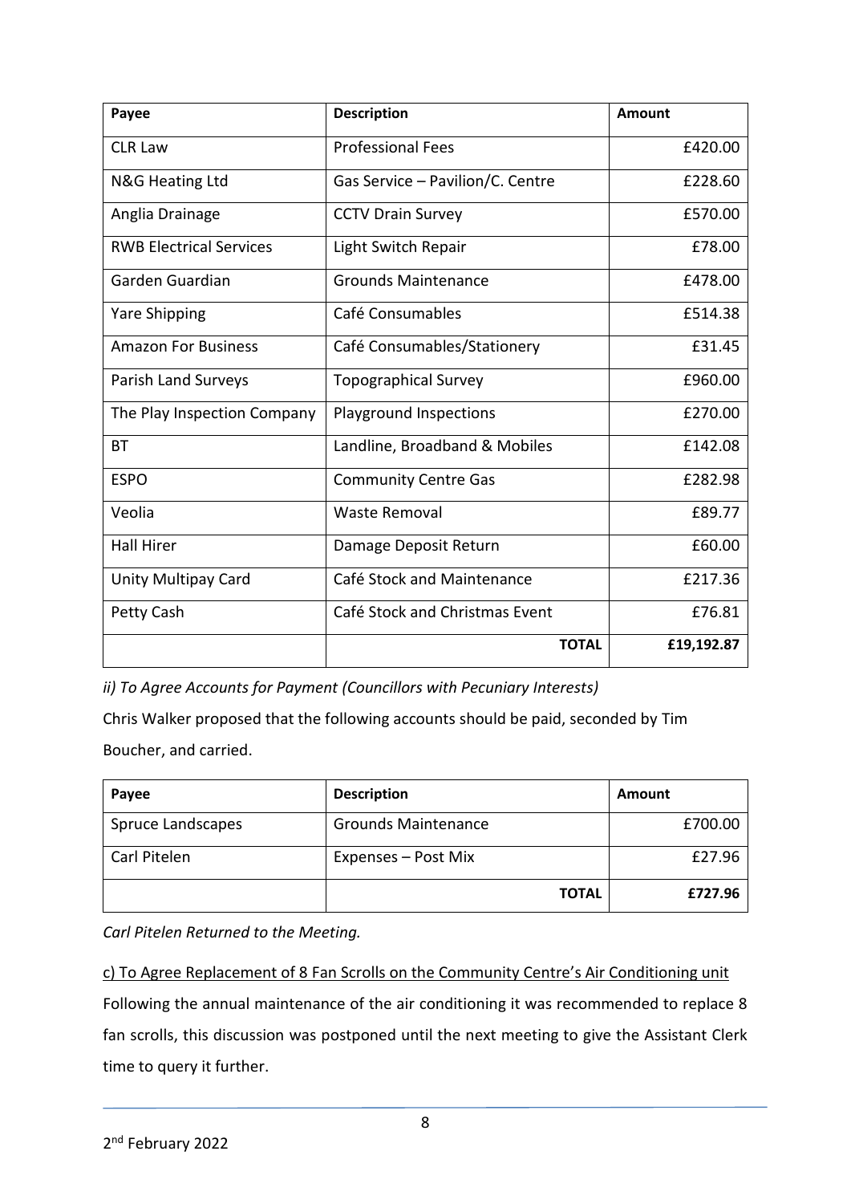| Payee | Description | Amount |
| --- | --- | --- |
| CLR Law | Professional Fees | £420.00 |
| N&G Heating Ltd | Gas Service – Pavilion/C. Centre | £228.60 |
| Anglia Drainage | CCTV Drain Survey | £570.00 |
| RWB Electrical Services | Light Switch Repair | £78.00 |
| Garden Guardian | Grounds Maintenance | £478.00 |
| Yare Shipping | Café Consumables | £514.38 |
| Amazon For Business | Café Consumables/Stationery | £31.45 |
| Parish Land Surveys | Topographical Survey | £960.00 |
| The Play Inspection Company | Playground Inspections | £270.00 |
| BT | Landline, Broadband & Mobiles | £142.08 |
| ESPO | Community Centre Gas | £282.98 |
| Veolia | Waste Removal | £89.77 |
| Hall Hirer | Damage Deposit Return | £60.00 |
| Unity Multipay Card | Café Stock and Maintenance | £217.36 |
| Petty Cash | Café Stock and Christmas Event | £76.81 |
| | **TOTAL** | **£19,192.87** |

*ii) To Agree Accounts for Payment (Councillors with Pecuniary Interests)*

Chris Walker proposed that the following accounts should be paid, seconded by Tim Boucher, and carried.

| Payee | Description | Amount |
| --- | --- | --- |
| Spruce Landscapes | Grounds Maintenance | £700.00 |
| Carl Pitelen | Expenses – Post Mix | £27.96 |
| | **TOTAL** | **£727.96** |

*Carl Pitelen Returned to the Meeting.*

c) To Agree Replacement of 8 Fan Scrolls on the Community Centre's Air Conditioning unit

Following the annual maintenance of the air conditioning it was recommended to replace 8 fan scrolls, this discussion was postponed until the next meeting to give the Assistant Clerk time to query it further.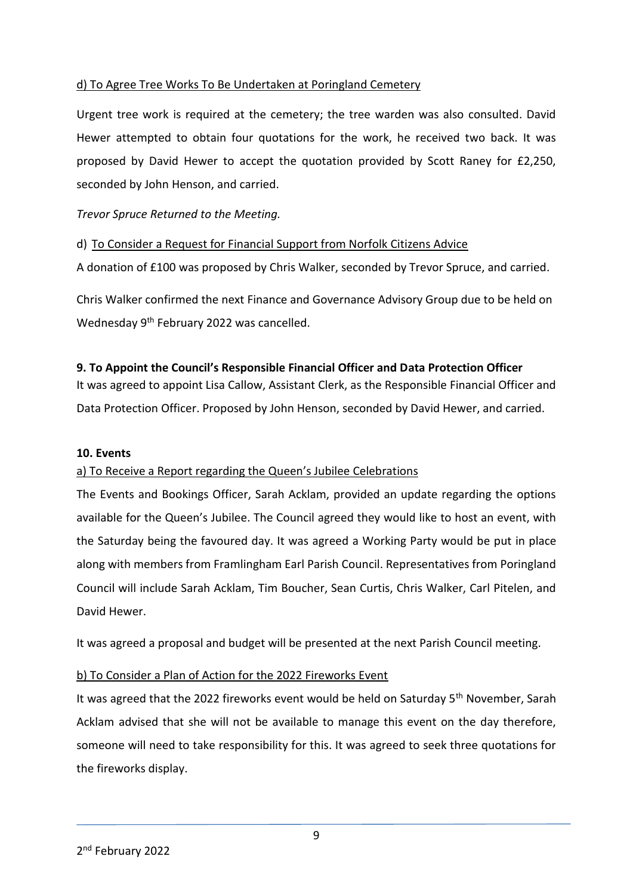d) To Agree Tree Works To Be Undertaken at Poringland Cemetery

Urgent tree work is required at the cemetery; the tree warden was also consulted. David Hewer attempted to obtain four quotations for the work, he received two back. It was proposed by David Hewer to accept the quotation provided by Scott Raney for £2,250, seconded by John Henson, and carried.

*Trevor Spruce Returned to the Meeting.*

d) To Consider a Request for Financial Support from Norfolk Citizens Advice

A donation of £100 was proposed by Chris Walker, seconded by Trevor Spruce, and carried.

Chris Walker confirmed the next Finance and Governance Advisory Group due to be held on Wednesday 9th February 2022 was cancelled.

**9. To Appoint the Council's Responsible Financial Officer and Data Protection Officer**

It was agreed to appoint Lisa Callow, Assistant Clerk, as the Responsible Financial Officer and Data Protection Officer. Proposed by John Henson, seconded by David Hewer, and carried.

**10. Events**

a) To Receive a Report regarding the Queen's Jubilee Celebrations

The Events and Bookings Officer, Sarah Acklam, provided an update regarding the options available for the Queen's Jubilee. The Council agreed they would like to host an event, with the Saturday being the favoured day. It was agreed a Working Party would be put in place along with members from Framlingham Earl Parish Council. Representatives from Poringland Council will include Sarah Acklam, Tim Boucher, Sean Curtis, Chris Walker, Carl Pitelen, and David Hewer.

It was agreed a proposal and budget will be presented at the next Parish Council meeting.

b) To Consider a Plan of Action for the 2022 Fireworks Event

It was agreed that the 2022 fireworks event would be held on Saturday 5th November, Sarah Acklam advised that she will not be available to manage this event on the day therefore, someone will need to take responsibility for this. It was agreed to seek three quotations for the fireworks display.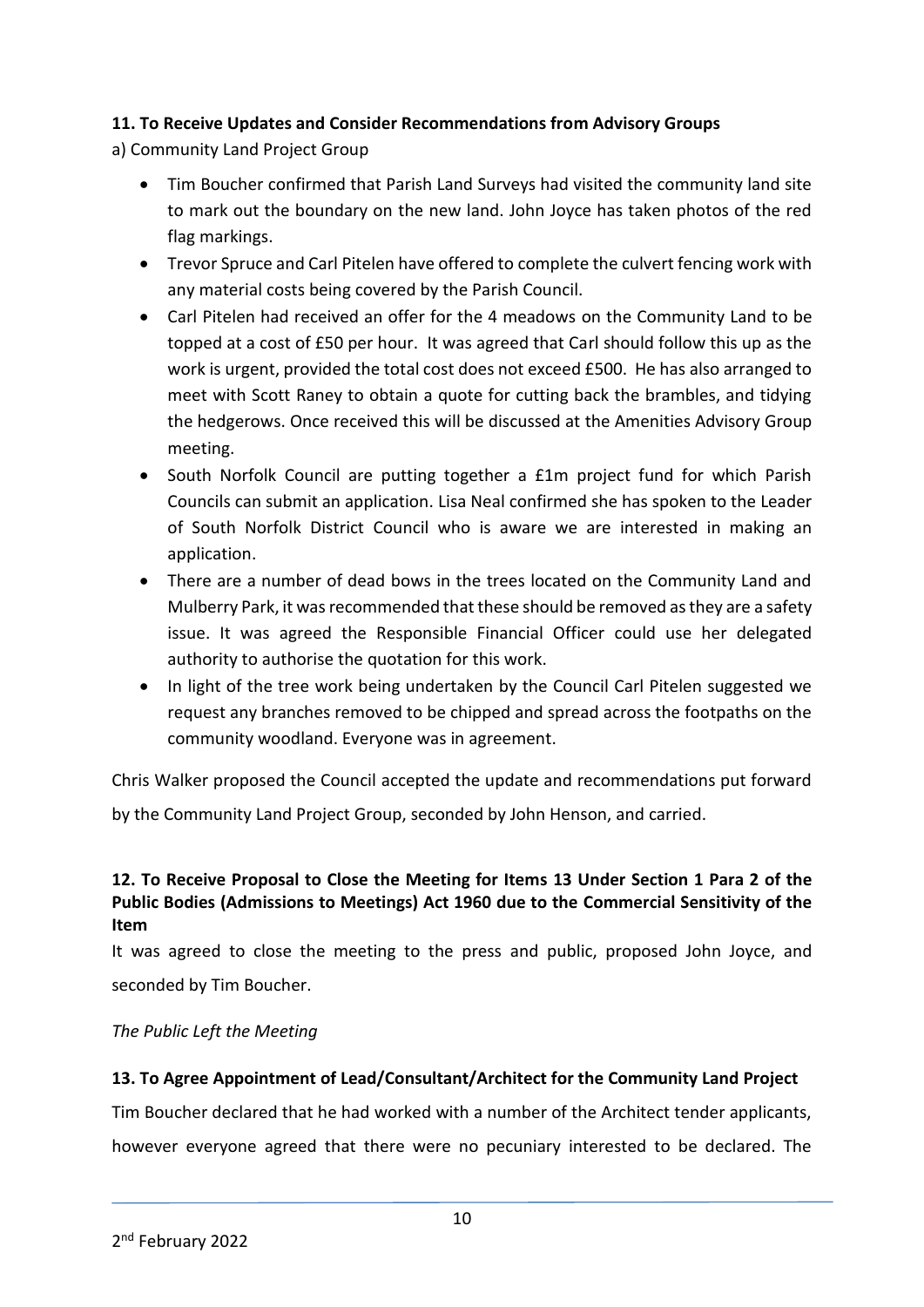### 11. To Receive Updates and Consider Recommendations from Advisory Groups

a) Community Land Project Group

- Tim Boucher confirmed that Parish Land Surveys had visited the community land site to mark out the boundary on the new land. John Joyce has taken photos of the red flag markings.
- Trevor Spruce and Carl Pitelen have offered to complete the culvert fencing work with any material costs being covered by the Parish Council.
- Carl Pitelen had received an offer for the 4 meadows on the Community Land to be topped at a cost of £50 per hour. It was agreed that Carl should follow this up as the work is urgent, provided the total cost does not exceed £500. He has also arranged to meet with Scott Raney to obtain a quote for cutting back the brambles, and tidying the hedgerows. Once received this will be discussed at the Amenities Advisory Group meeting.
- South Norfolk Council are putting together a £1m project fund for which Parish Councils can submit an application. Lisa Neal confirmed she has spoken to the Leader of South Norfolk District Council who is aware we are interested in making an application.
- There are a number of dead bows in the trees located on the Community Land and Mulberry Park, it was recommended that these should be removed as they are a safety issue. It was agreed the Responsible Financial Officer could use her delegated authority to authorise the quotation for this work.
- In light of the tree work being undertaken by the Council Carl Pitelen suggested we request any branches removed to be chipped and spread across the footpaths on the community woodland. Everyone was in agreement.

Chris Walker proposed the Council accepted the update and recommendations put forward by the Community Land Project Group, seconded by John Henson, and carried.

### 12. To Receive Proposal to Close the Meeting for Items 13 Under Section 1 Para 2 of the Public Bodies (Admissions to Meetings) Act 1960 due to the Commercial Sensitivity of the Item

It was agreed to close the meeting to the press and public, proposed John Joyce, and seconded by Tim Boucher.

*The Public Left the Meeting*

### 13. To Agree Appointment of Lead/Consultant/Architect for the Community Land Project

Tim Boucher declared that he had worked with a number of the Architect tender applicants, however everyone agreed that there were no pecuniary interested to be declared. The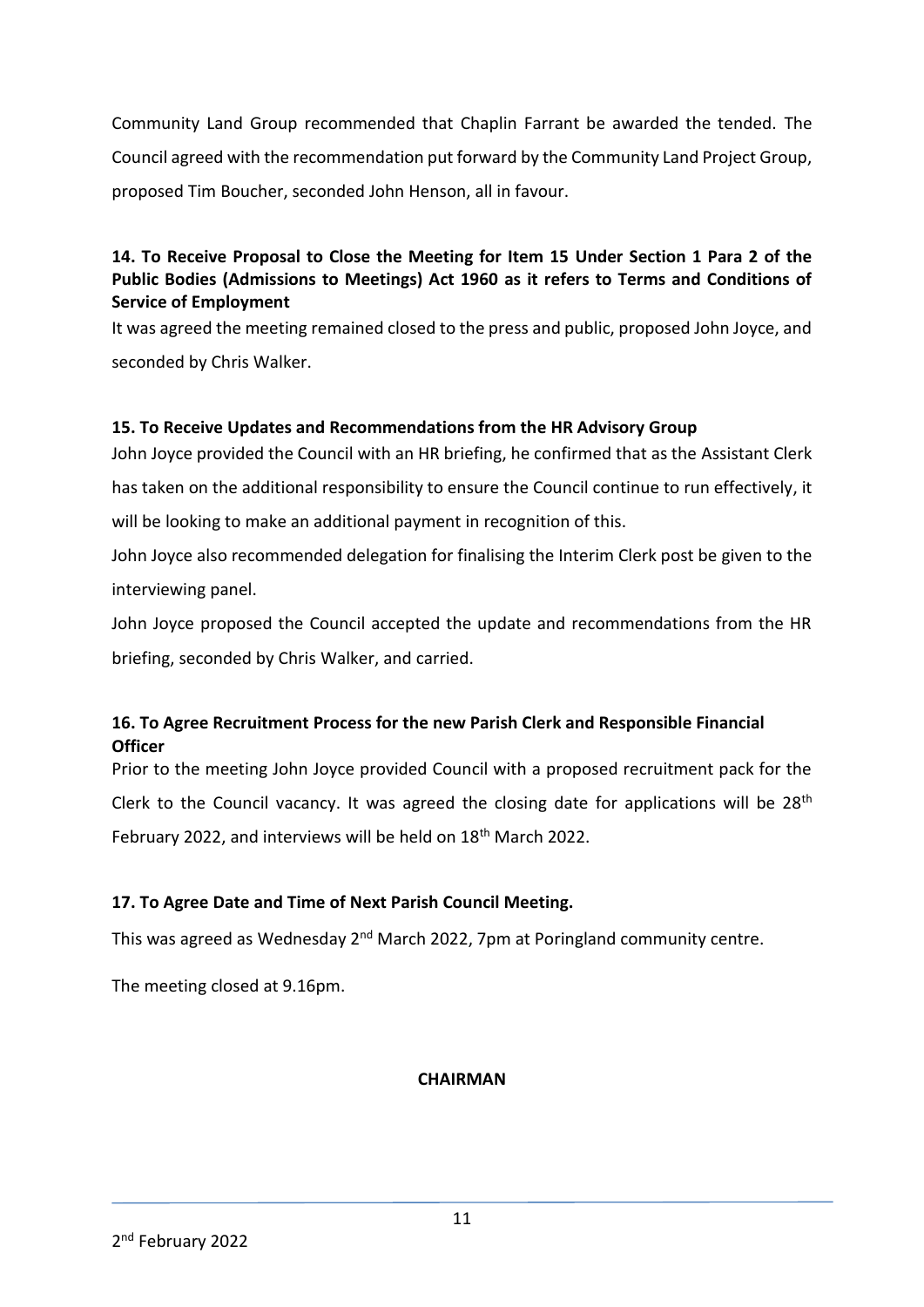Community Land Group recommended that Chaplin Farrant be awarded the tended. The Council agreed with the recommendation put forward by the Community Land Project Group, proposed Tim Boucher, seconded John Henson, all in favour.

### 14. To Receive Proposal to Close the Meeting for Item 15 Under Section 1 Para 2 of the Public Bodies (Admissions to Meetings) Act 1960 as it refers to Terms and Conditions of Service of Employment

It was agreed the meeting remained closed to the press and public, proposed John Joyce, and seconded by Chris Walker.

### 15. To Receive Updates and Recommendations from the HR Advisory Group

John Joyce provided the Council with an HR briefing, he confirmed that as the Assistant Clerk has taken on the additional responsibility to ensure the Council continue to run effectively, it will be looking to make an additional payment in recognition of this.

John Joyce also recommended delegation for finalising the Interim Clerk post be given to the interviewing panel.

John Joyce proposed the Council accepted the update and recommendations from the HR briefing, seconded by Chris Walker, and carried.

### 16. To Agree Recruitment Process for the new Parish Clerk and Responsible Financial Officer

Prior to the meeting John Joyce provided Council with a proposed recruitment pack for the Clerk to the Council vacancy. It was agreed the closing date for applications will be 28th February 2022, and interviews will be held on 18th March 2022.

### 17. To Agree Date and Time of Next Parish Council Meeting.

This was agreed as Wednesday 2nd March 2022, 7pm at Poringland community centre.

The meeting closed at 9.16pm.

**CHAIRMAN**

2nd February 2022